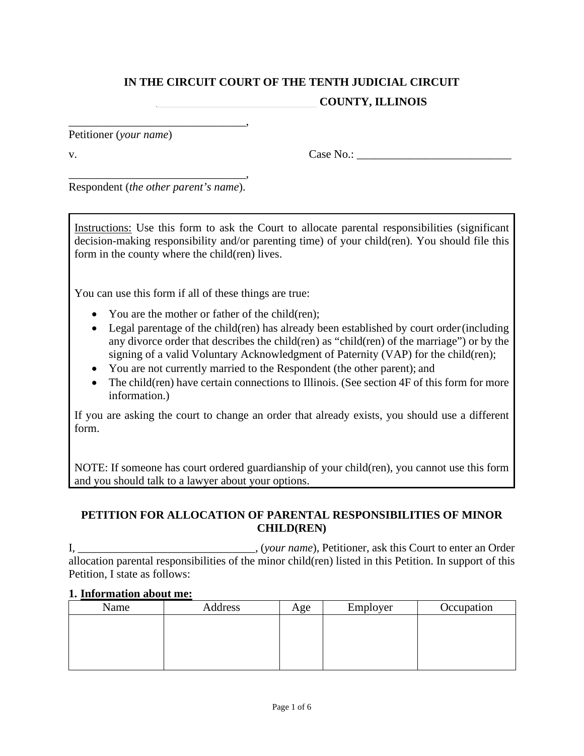**IN THE CIRCUIT COURT OF THE TENTH JUDICIAL CIRCUIT**

**______________________________ COUNTY, ILLINOIS**

_______________________________,
Petitioner (*your name*)

v. Case No.: ___________________________

_______________________________,
Respondent (*the other parent's name*).

Instructions: Use this form to ask the Court to allocate parental responsibilities (significant decision-making responsibility and/or parenting time) of your child(ren). You should file this form in the county where the child(ren) lives.

You can use this form if all of these things are true:

- You are the mother or father of the child(ren);
- Legal parentage of the child(ren) has already been established by court order (including any divorce order that describes the child(ren) as "child(ren) of the marriage") or by the signing of a valid Voluntary Acknowledgment of Paternity (VAP) for the child(ren);
- You are not currently married to the Respondent (the other parent); and
- The child(ren) have certain connections to Illinois. (See section 4F of this form for more information.)

If you are asking the court to change an order that already exists, you should use a different form.

NOTE: If someone has court ordered guardianship of your child(ren), you cannot use this form and you should talk to a lawyer about your options.

## PETITION FOR ALLOCATION OF PARENTAL RESPONSIBILITIES OF MINOR CHILD(REN)

I, _______________________________, (*your name*), Petitioner, ask this Court to enter an Order allocation parental responsibilities of the minor child(ren) listed in this Petition. In support of this Petition, I state as follows:

**1. Information about me:**

| Name | Address | Age | Employer | Occupation |
|---|---|---|---|---|
| | | | | |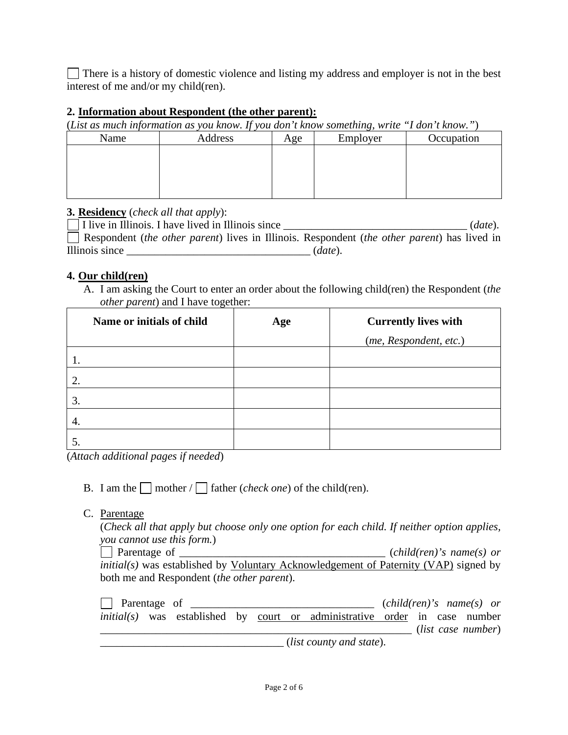☐ There is a history of domestic violence and listing my address and employer is not in the best interest of me and/or my child(ren).

**2. <u>Information about Respondent (the other parent):</u>**

(*List as much information as you know. If you don't know something, write "I don't know."*)

| Name | Address | Age | Employer | Occupation |
|---|---|---|---|---|
| | | | | |

**3. <u>Residency</u>** (*check all that apply*):

☐ I live in Illinois. I have lived in Illinois since ________________________________ (*date*).

☐ Respondent (*the other parent*) lives in Illinois. Respondent (*the other parent*) has lived in Illinois since ________________________________ (*date*).

**4. <u>Our child(ren)</u>**

A. I am asking the Court to enter an order about the following child(ren) the Respondent (*the other parent*) and I have together:

| **Name or initials of child** | **Age** | **Currently lives with** (*me, Respondent, etc.*) |
|---|---|---|
| 1. | | |
| 2. | | |
| 3. | | |
| 4. | | |
| 5. | | |

(*Attach additional pages if needed*)

B. I am the ☐ mother / ☐ father (*check one*) of the child(ren).

C. <u>Parentage</u>

(*Check all that apply but choose only one option for each child. If neither option applies, you cannot use this form.*)

☐ Parentage of ____________________________________ (*child(ren)'s name(s) or initial(s)* was established by <u>Voluntary Acknowledgement of Paternity (VAP)</u> signed by both me and Respondent (*the other parent*).

☐ Parentage of ________________________________ (*child(ren)'s name(s) or initial(s)* was established by <u>court or administrative order</u> in case number ____________________________________________________________ (*list case number*) ________________________________ (*list county and state*).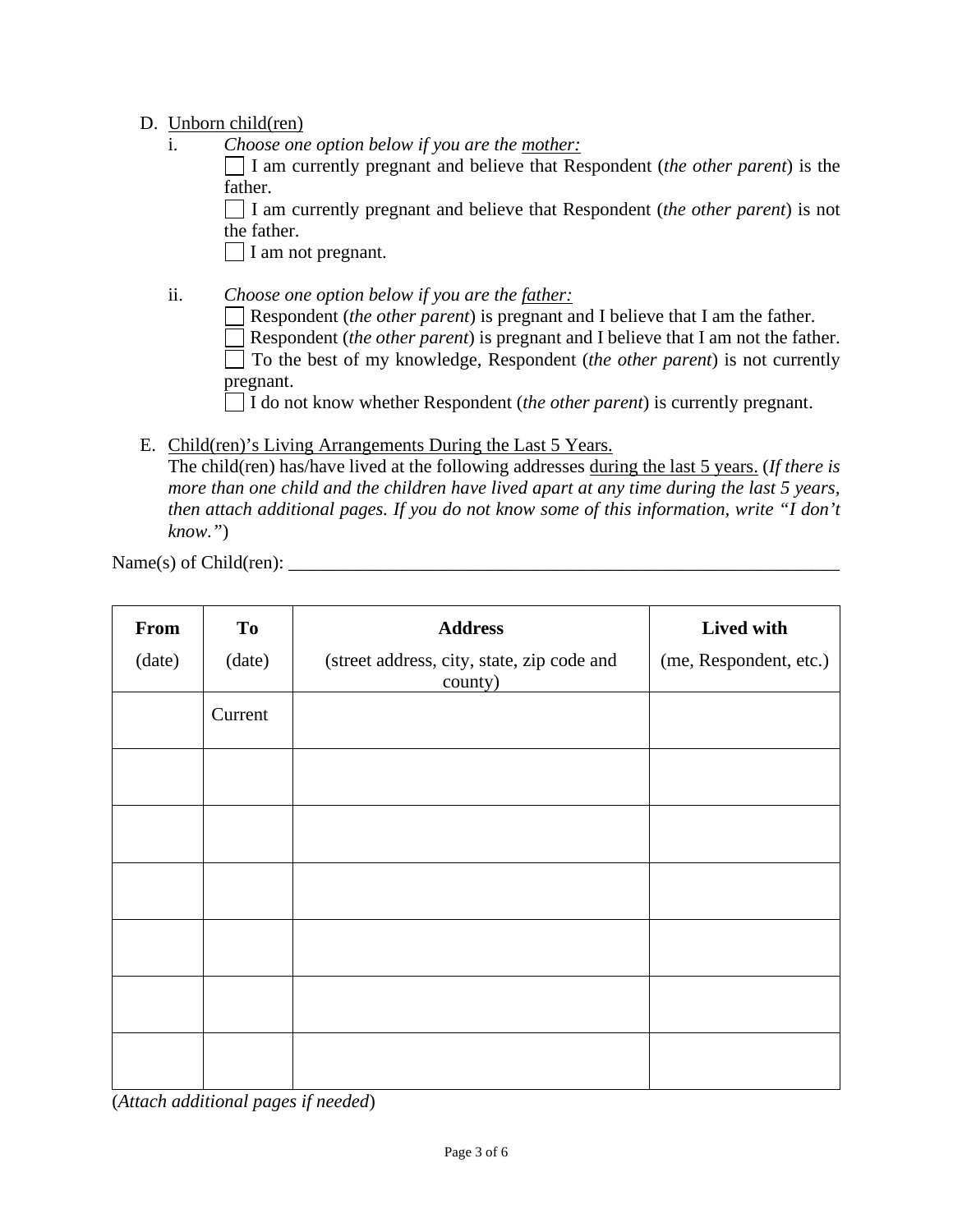D. Underlined: Unborn child(ren)

i. *Choose one option below if you are the mother:*

☐ I am currently pregnant and believe that Respondent (*the other parent*) is the father.

☐ I am currently pregnant and believe that Respondent (*the other parent*) is not the father.

☐ I am not pregnant.

ii. *Choose one option below if you are the father:*

☐ Respondent (*the other parent*) is pregnant and I believe that I am the father.

☐ Respondent (*the other parent*) is pregnant and I believe that I am not the father.

☐ To the best of my knowledge, Respondent (*the other parent*) is not currently pregnant.

☐ I do not know whether Respondent (*the other parent*) is currently pregnant.

E. Child(ren)'s Living Arrangements During the Last 5 Years.

The child(ren) has/have lived at the following addresses during the last 5 years. (*If there is more than one child and the children have lived apart at any time during the last 5 years, then attach additional pages. If you do not know some of this information, write "I don't know."*)

Name(s) of Child(ren): ___________________________________________________________

| **From** (date) | **To** (date) | **Address** (street address, city, state, zip code and county) | **Lived with** (me, Respondent, etc.) |
|---|---|---|---|
| | Current | | |
| | | | |
| | | | |
| | | | |
| | | | |
| | | | |
| | | | |

(*Attach additional pages if needed*)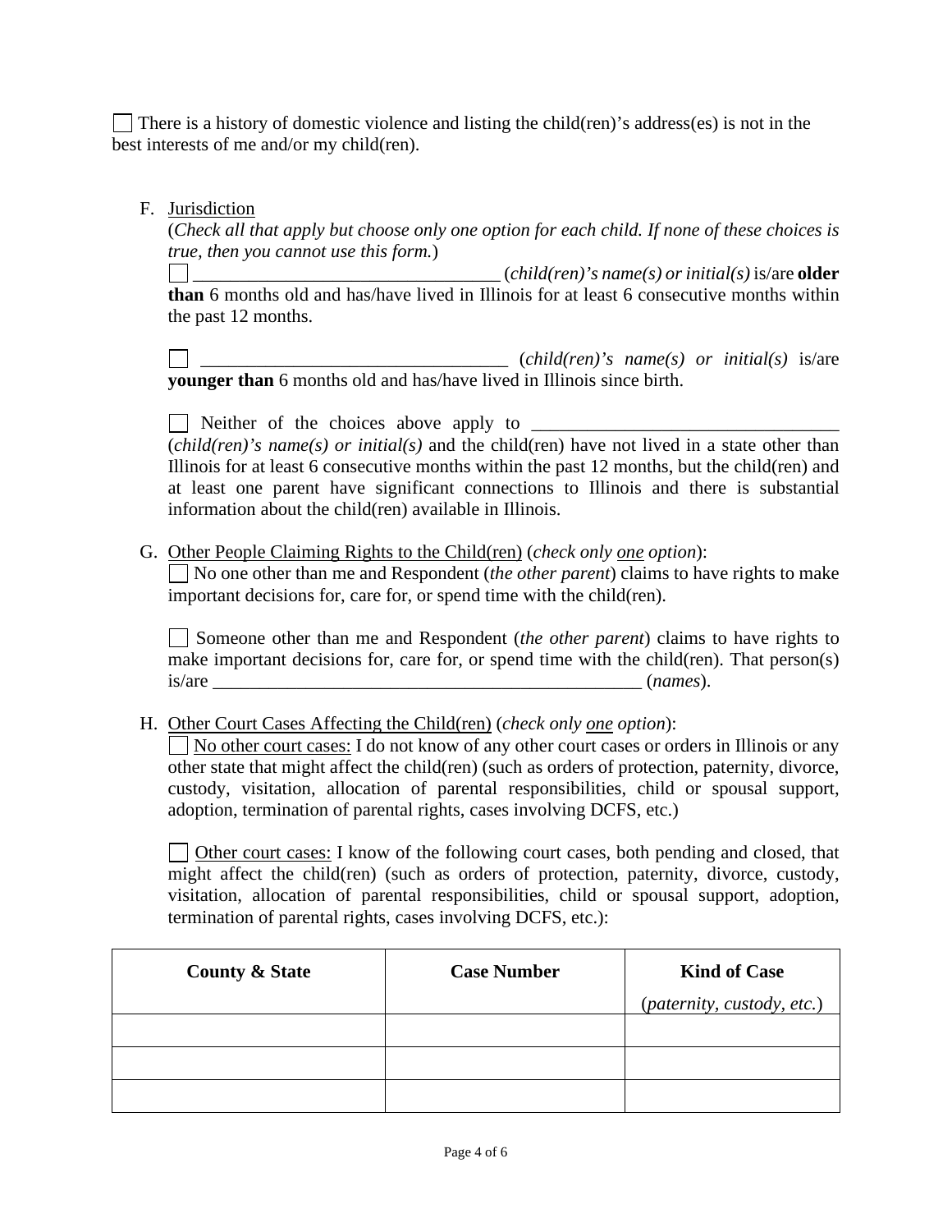☐ There is a history of domestic violence and listing the child(ren)'s address(es) is not in the best interests of me and/or my child(ren).

F. <u>Jurisdiction</u>

(*Check all that apply but choose only one option for each child. If none of these choices is true, then you cannot use this form.*)

☐ _________________________________ (*child(ren)'s name(s) or initial(s)* is/are **older than** 6 months old and has/have lived in Illinois for at least 6 consecutive months within the past 12 months.

☐ _________________________________ (*child(ren)'s name(s) or initial(s)* is/are **younger than** 6 months old and has/have lived in Illinois since birth.

☐ Neither of the choices above apply to _________________________________ (*child(ren)'s name(s) or initial(s)* and the child(ren) have not lived in a state other than Illinois for at least 6 consecutive months within the past 12 months, but the child(ren) and at least one parent have significant connections to Illinois and there is substantial information about the child(ren) available in Illinois.

G. <u>Other People Claiming Rights to the Child(ren)</u> (*check only <u>one</u> option*):

☐ No one other than me and Respondent (*the other parent*) claims to have rights to make important decisions for, care for, or spend time with the child(ren).

☐ Someone other than me and Respondent (*the other parent*) claims to have rights to make important decisions for, care for, or spend time with the child(ren). That person(s) is/are ________________________________________________ (*names*).

H. <u>Other Court Cases Affecting the Child(ren)</u> (*check only <u>one</u> option*):

☐ <u>No other court cases:</u> I do not know of any other court cases or orders in Illinois or any other state that might affect the child(ren) (such as orders of protection, paternity, divorce, custody, visitation, allocation of parental responsibilities, child or spousal support, adoption, termination of parental rights, cases involving DCFS, etc.)

☐ <u>Other court cases:</u> I know of the following court cases, both pending and closed, that might affect the child(ren) (such as orders of protection, paternity, divorce, custody, visitation, allocation of parental responsibilities, child or spousal support, adoption, termination of parental rights, cases involving DCFS, etc.):

| **County & State** | **Case Number** | **Kind of Case** (*paternity, custody, etc.*) |
|---|---|---|
| | | |
| | | |
| | | |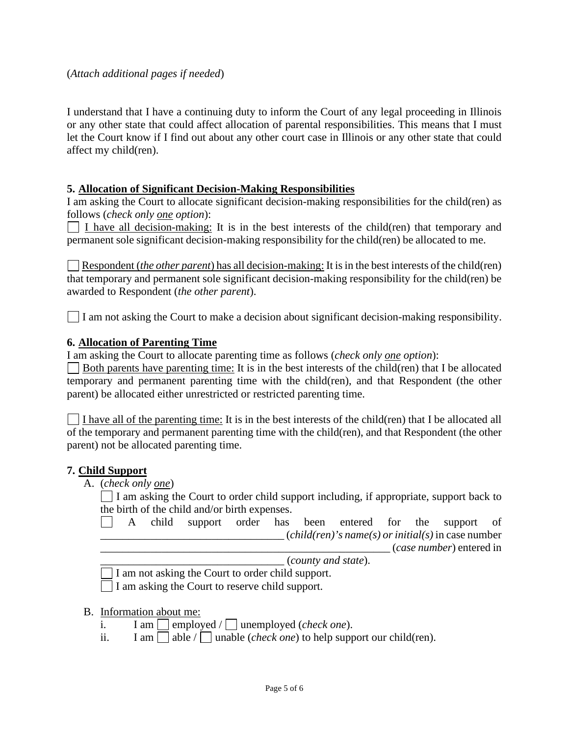(*Attach additional pages if needed*)

I understand that I have a continuing duty to inform the Court of any legal proceeding in Illinois or any other state that could affect allocation of parental responsibilities. This means that I must let the Court know if I find out about any other court case in Illinois or any other state that could affect my child(ren).

**5. Allocation of Significant Decision-Making Responsibilities**

I am asking the Court to allocate significant decision-making responsibilities for the child(ren) as follows (*check only one option*):

☐ I have all decision-making: It is in the best interests of the child(ren) that temporary and permanent sole significant decision-making responsibility for the child(ren) be allocated to me.

☐ Respondent (*the other parent*) has all decision-making: It is in the best interests of the child(ren) that temporary and permanent sole significant decision-making responsibility for the child(ren) be awarded to Respondent (*the other parent*).

☐ I am not asking the Court to make a decision about significant decision-making responsibility.

**6. Allocation of Parenting Time**

I am asking the Court to allocate parenting time as follows (*check only one option*):

☐ Both parents have parenting time: It is in the best interests of the child(ren) that I be allocated temporary and permanent parenting time with the child(ren), and that Respondent (the other parent) be allocated either unrestricted or restricted parenting time.

☐ I have all of the parenting time: It is in the best interests of the child(ren) that I be allocated all of the temporary and permanent parenting time with the child(ren), and that Respondent (the other parent) not be allocated parenting time.

**7. Child Support**

A. (*check only one*)

☐ I am asking the Court to order child support including, if appropriate, support back to the birth of the child and/or birth expenses.

☐ A child support order has been entered for the support of __________________________________ (*child(ren)'s name(s) or initial(s)*) in case number __________________________________________________________ (*case number*) entered in __________________________________ (*county and state*).

☐ I am not asking the Court to order child support.

☐ I am asking the Court to reserve child support.

B. Information about me:

i. I am ☐ employed / ☐ unemployed (*check one*).

ii. I am ☐ able / ☐ unable (*check one*) to help support our child(ren).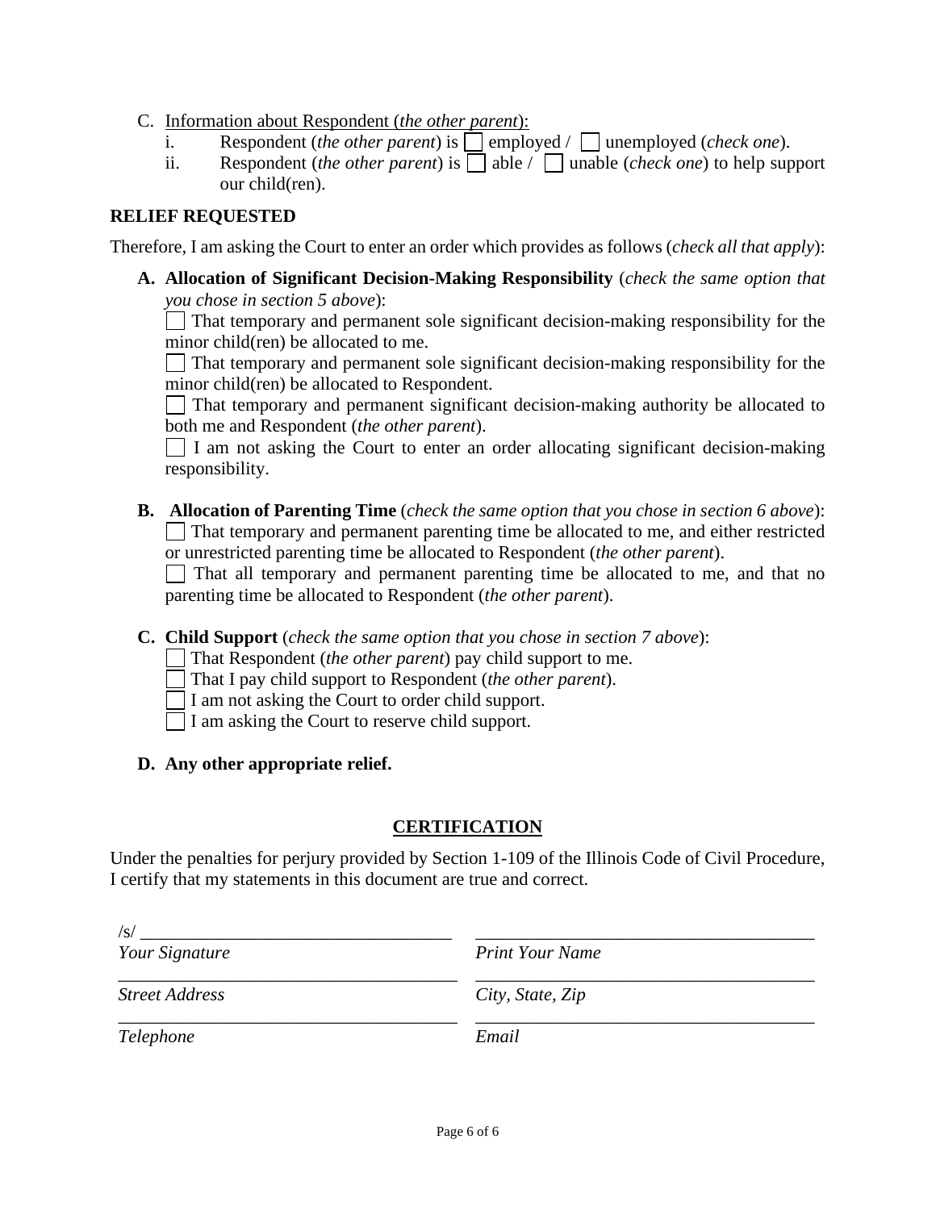C. Information about Respondent (*the other parent*):
   i. Respondent (*the other parent*) is ☐ employed / ☐ unemployed (*check one*).
   ii. Respondent (*the other parent*) is ☐ able / ☐ unable (*check one*) to help support our child(ren).

**RELIEF REQUESTED**

Therefore, I am asking the Court to enter an order which provides as follows (*check all that apply*):

**A. Allocation of Significant Decision-Making Responsibility** (*check the same option that you chose in section 5 above*):

☐ That temporary and permanent sole significant decision-making responsibility for the minor child(ren) be allocated to me.

☐ That temporary and permanent sole significant decision-making responsibility for the minor child(ren) be allocated to Respondent.

☐ That temporary and permanent significant decision-making authority be allocated to both me and Respondent (*the other parent*).

☐ I am not asking the Court to enter an order allocating significant decision-making responsibility.

**B. Allocation of Parenting Time** (*check the same option that you chose in section 6 above*):

☐ That temporary and permanent parenting time be allocated to me, and either restricted or unrestricted parenting time be allocated to Respondent (*the other parent*).

☐ That all temporary and permanent parenting time be allocated to me, and that no parenting time be allocated to Respondent (*the other parent*).

**C. Child Support** (*check the same option that you chose in section 7 above*):

☐ That Respondent (*the other parent*) pay child support to me.

☐ That I pay child support to Respondent (*the other parent*).

☐ I am not asking the Court to order child support.

☐ I am asking the Court to reserve child support.

**D. Any other appropriate relief.**

## CERTIFICATION

Under the penalties for perjury provided by Section 1-109 of the Illinois Code of Civil Procedure, I certify that my statements in this document are true and correct.

| | |
|---|---|
| /s/ ______________________________ | ______________________________ |
| *Your Signature* | *Print Your Name* |
| ______________________________ | ______________________________ |
| *Street Address* | *City, State, Zip* |
| ______________________________ | ______________________________ |
| *Telephone* | *Email* |